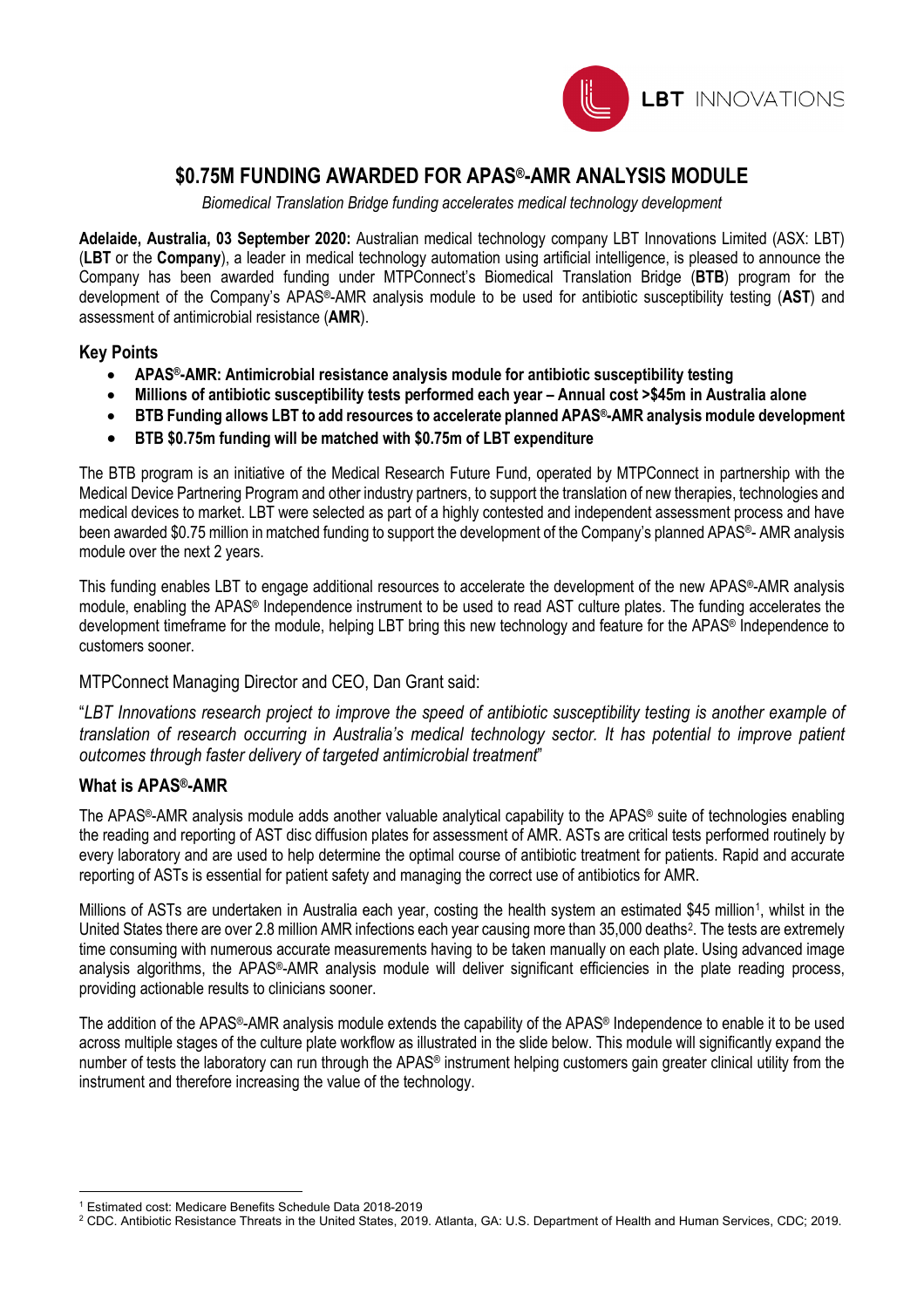# $0.75M FUNDING AWARDED FOR APAS®-AMR ANALYSIS MODULE

*Biomedical Translation Bridge funding accelerates medical technology development*

**Adelaide, Australia, 03 September 2020:** Australian medical technology company LBT Innovations Limited (ASX: LBT) (**LBT** or the **Company**), a leader in medical technology automation using artificial intelligence, is pleased to announce the Company has been awarded funding under MTPConnect's Biomedical Translation Bridge (**BTB**) program for the development of the Company's APAS®-AMR analysis module to be used for antibiotic susceptibility testing (**AST**) and assessment of antimicrobial resistance (**AMR**).

## Key Points

- **APAS®-AMR: Antimicrobial resistance analysis module for antibiotic susceptibility testing**
- **Millions of antibiotic susceptibility tests performed each year – Annual cost >$45m in Australia alone**
- **BTB Funding allows LBT to add resources to accelerate planned APAS®-AMR analysis module development**
- **BTB $0.75m funding will be matched with $0.75m of LBT expenditure**

The BTB program is an initiative of the Medical Research Future Fund, operated by MTPConnect in partnership with the Medical Device Partnering Program and other industry partners, to support the translation of new therapies, technologies and medical devices to market. LBT were selected as part of a highly contested and independent assessment process and have been awarded $0.75 million in matched funding to support the development of the Company's planned APAS®- AMR analysis module over the next 2 years.

This funding enables LBT to engage additional resources to accelerate the development of the new APAS®-AMR analysis module, enabling the APAS® Independence instrument to be used to read AST culture plates. The funding accelerates the development timeframe for the module, helping LBT bring this new technology and feature for the APAS® Independence to customers sooner.

MTPConnect Managing Director and CEO, Dan Grant said:

"*LBT Innovations research project to improve the speed of antibiotic susceptibility testing is another example of translation of research occurring in Australia's medical technology sector. It has potential to improve patient outcomes through faster delivery of targeted antimicrobial treatment*"

## What is APAS®-AMR

The APAS®-AMR analysis module adds another valuable analytical capability to the APAS® suite of technologies enabling the reading and reporting of AST disc diffusion plates for assessment of AMR. ASTs are critical tests performed routinely by every laboratory and are used to help determine the optimal course of antibiotic treatment for patients. Rapid and accurate reporting of ASTs is essential for patient safety and managing the correct use of antibiotics for AMR.

Millions of ASTs are undertaken in Australia each year, costing the health system an estimated $45 million[1], whilst in the United States there are over 2.8 million AMR infections each year causing more than 35,000 deaths[2]. The tests are extremely time consuming with numerous accurate measurements having to be taken manually on each plate. Using advanced image analysis algorithms, the APAS®-AMR analysis module will deliver significant efficiencies in the plate reading process, providing actionable results to clinicians sooner.

The addition of the APAS®-AMR analysis module extends the capability of the APAS® Independence to enable it to be used across multiple stages of the culture plate workflow as illustrated in the slide below. This module will significantly expand the number of tests the laboratory can run through the APAS® instrument helping customers gain greater clinical utility from the instrument and therefore increasing the value of the technology.

---

[1] Estimated cost: Medicare Benefits Schedule Data 2018-2019

[2] CDC. Antibiotic Resistance Threats in the United States, 2019. Atlanta, GA: U.S. Department of Health and Human Services, CDC; 2019.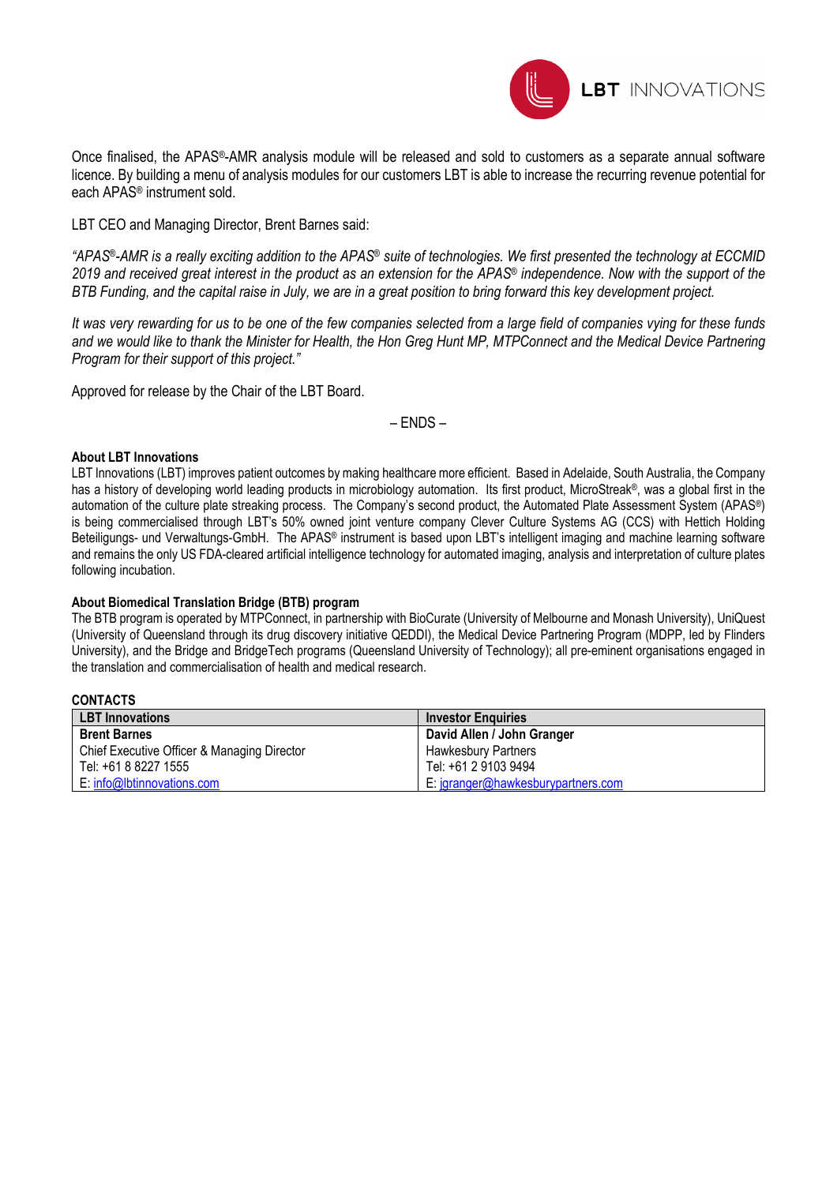Once finalised, the APAS®-AMR analysis module will be released and sold to customers as a separate annual software licence. By building a menu of analysis modules for our customers LBT is able to increase the recurring revenue potential for each APAS® instrument sold.

LBT CEO and Managing Director, Brent Barnes said:

*"APAS®-AMR is a really exciting addition to the APAS® suite of technologies. We first presented the technology at ECCMID 2019 and received great interest in the product as an extension for the APAS® independence. Now with the support of the BTB Funding, and the capital raise in July, we are in a great position to bring forward this key development project.*

*It was very rewarding for us to be one of the few companies selected from a large field of companies vying for these funds and we would like to thank the Minister for Health, the Hon Greg Hunt MP, MTPConnect and the Medical Device Partnering Program for their support of this project."*

Approved for release by the Chair of the LBT Board.

– ENDS –

**About LBT Innovations**

LBT Innovations (LBT) improves patient outcomes by making healthcare more efficient. Based in Adelaide, South Australia, the Company has a history of developing world leading products in microbiology automation. Its first product, MicroStreak®, was a global first in the automation of the culture plate streaking process. The Company's second product, the Automated Plate Assessment System (APAS®) is being commercialised through LBT's 50% owned joint venture company Clever Culture Systems AG (CCS) with Hettich Holding Beteiligungs- und Verwaltungs-GmbH. The APAS® instrument is based upon LBT's intelligent imaging and machine learning software and remains the only US FDA-cleared artificial intelligence technology for automated imaging, analysis and interpretation of culture plates following incubation.

**About Biomedical Translation Bridge (BTB) program**

The BTB program is operated by MTPConnect, in partnership with BioCurate (University of Melbourne and Monash University), UniQuest (University of Queensland through its drug discovery initiative QEDDI), the Medical Device Partnering Program (MDPP, led by Flinders University), and the Bridge and BridgeTech programs (Queensland University of Technology); all pre-eminent organisations engaged in the translation and commercialisation of health and medical research.

**CONTACTS**

| LBT Innovations | Investor Enquiries |
|---|---|
| **Brent Barnes** | **David Allen / John Granger** |
| Chief Executive Officer & Managing Director | Hawkesbury Partners |
| Tel: +61 8 8227 1555 | Tel: +61 2 9103 9494 |
| E: info@lbtinnovations.com | E: jgranger@hawkesburypartners.com |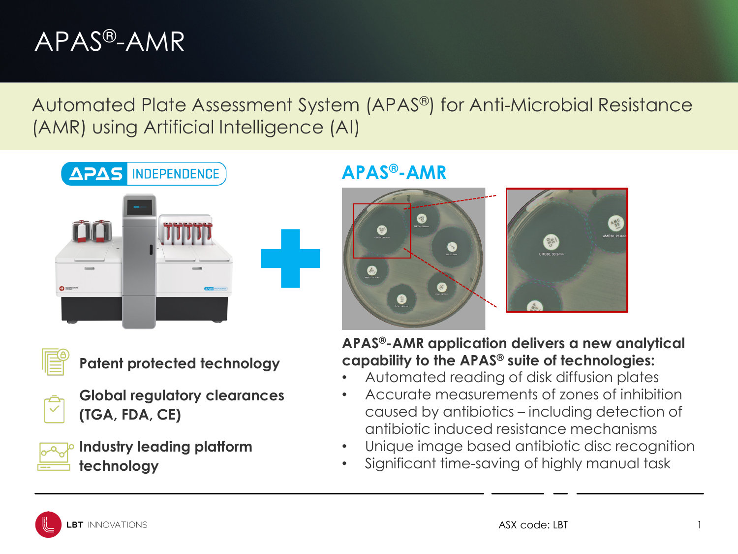# APAS®-AMR

Automated Plate Assessment System (APAS®) for Anti-Microbial Resistance (AMR) using Artificial Intelligence (AI)

APAS INDEPENDENCE

## APAS®-AMR

**Patent protected technology**

**Global regulatory clearances (TGA, FDA, CE)**

**Industry leading platform technology**

**APAS®-AMR application delivers a new analytical capability to the APAS® suite of technologies:**

- Automated reading of disk diffusion plates
- Accurate measurements of zones of inhibition caused by antibiotics – including detection of antibiotic induced resistance mechanisms
- Unique image based antibiotic disc recognition
- Significant time-saving of highly manual task

LBT INNOVATIONS

ASX code: LBT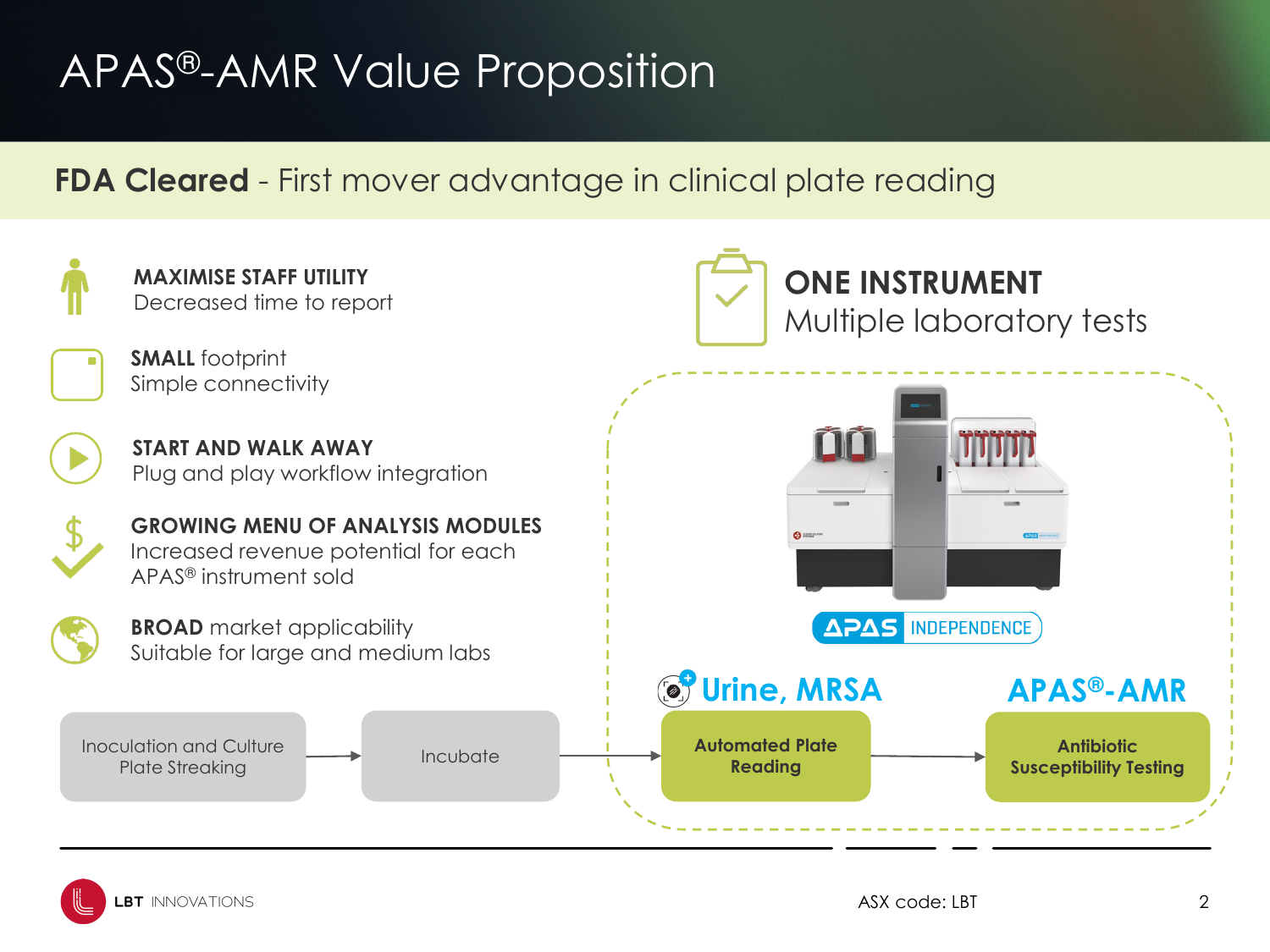# APAS®-AMR Value Proposition

**FDA Cleared** - First mover advantage in clinical plate reading

**MAXIMISE STAFF UTILITY**
Decreased time to report

**SMALL** footprint
Simple connectivity

**START AND WALK AWAY**
Plug and play workflow integration

**GROWING MENU OF ANALYSIS MODULES**
Increased revenue potential for each APAS® instrument sold

**BROAD** market applicability
Suitable for large and medium labs

**ONE INSTRUMENT**
Multiple laboratory tests

APAS INDEPENDENCE

Urine, MRSA

APAS®-AMR

Inoculation and Culture Plate Streaking → Incubate → **Automated Plate Reading** → **Antibiotic Susceptibility Testing**

LBT INNOVATIONS

ASX code: LBT